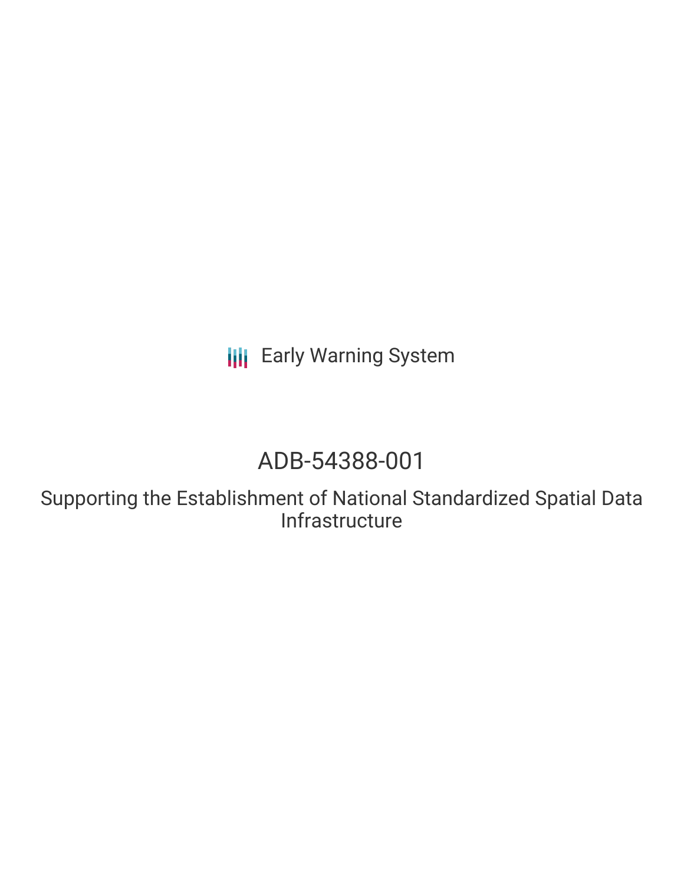Early Warning System

# ADB-54388-001

## Supporting the Establishment of National Standardized Spatial Data Infrastructure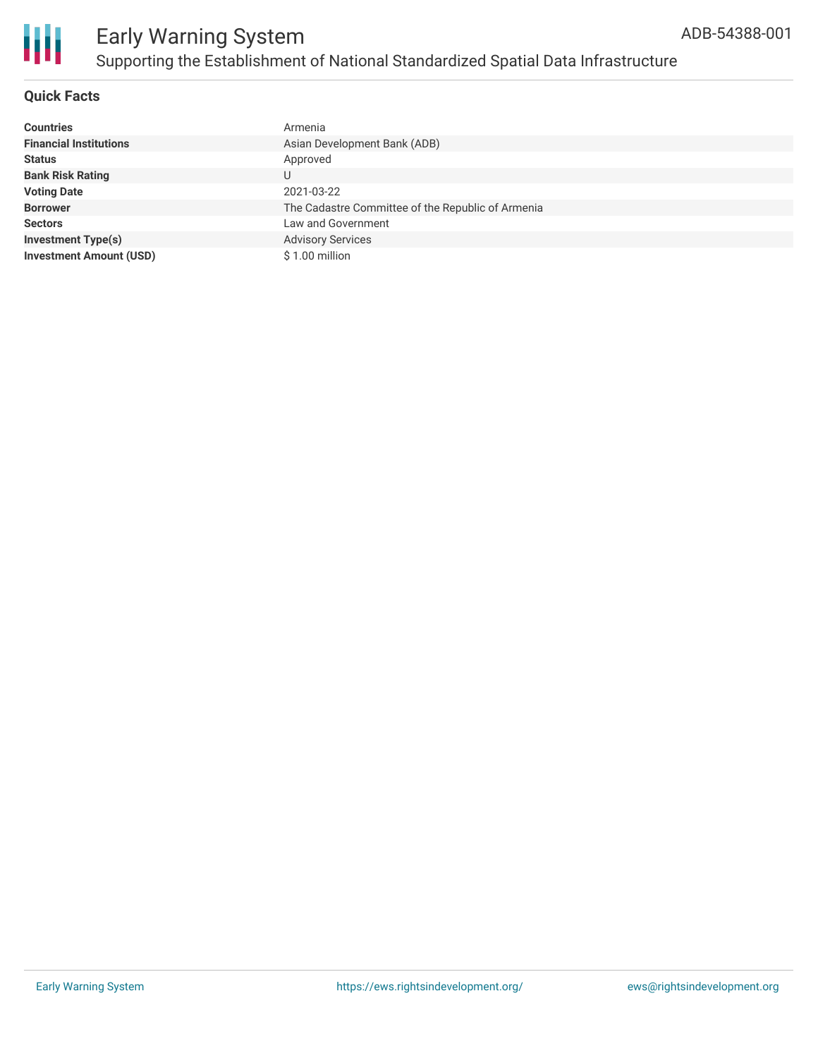# Early Warning System

## Supporting the Establishment of National Standardized Spatial Data Infrastructure

ADB-54388-001

### Quick Facts

| | |
|---|---|
| **Countries** | Armenia |
| **Financial Institutions** | Asian Development Bank (ADB) |
| **Status** | Approved |
| **Bank Risk Rating** | U |
| **Voting Date** | 2021-03-22 |
| **Borrower** | The Cadastre Committee of the Republic of Armenia |
| **Sectors** | Law and Government |
| **Investment Type(s)** | Advisory Services |
| **Investment Amount (USD)** | $ 1.00 million |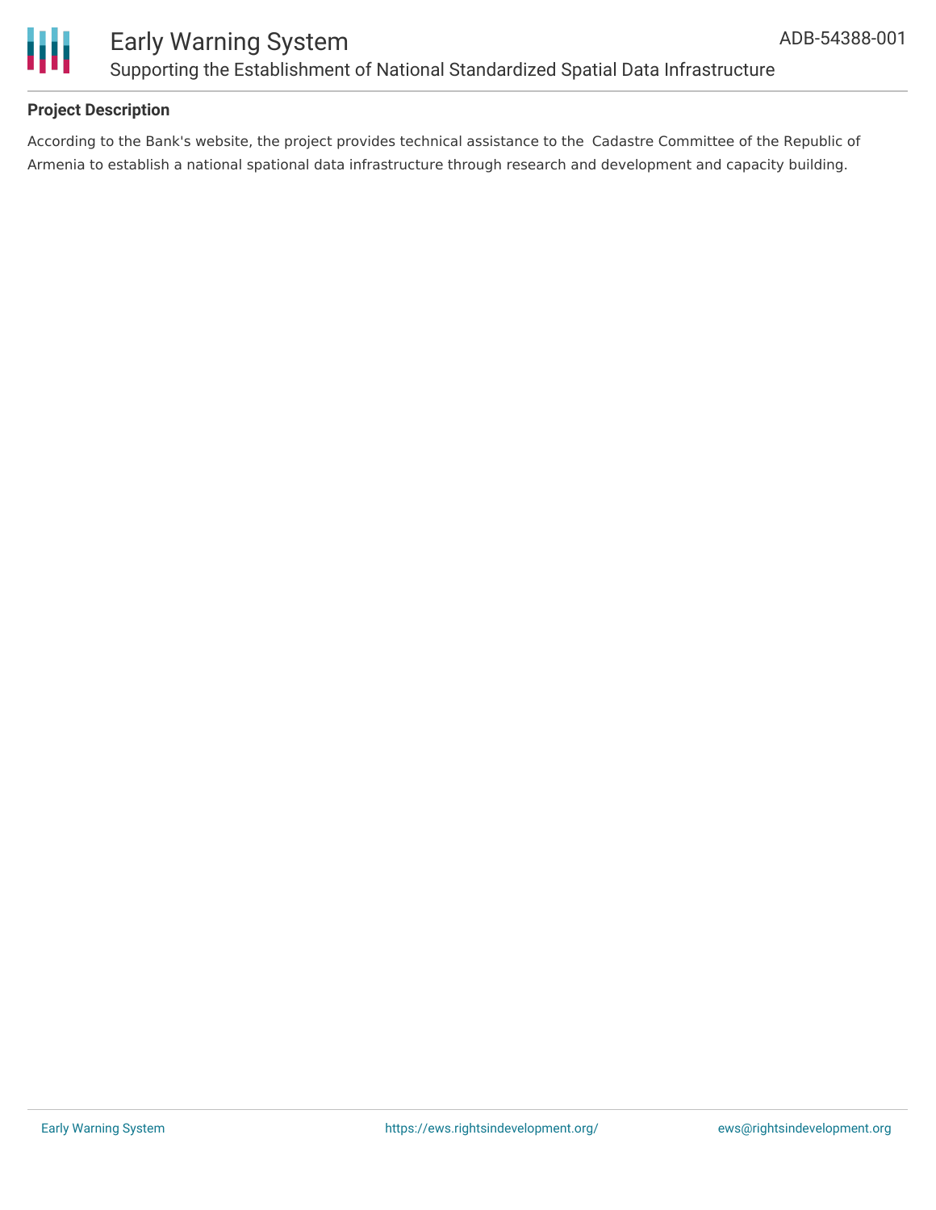## Project Description

According to the Bank's website, the project provides technical assistance to the  Cadastre Committee of the Republic of Armenia to establish a national spational data infrastructure through research and development and capacity building.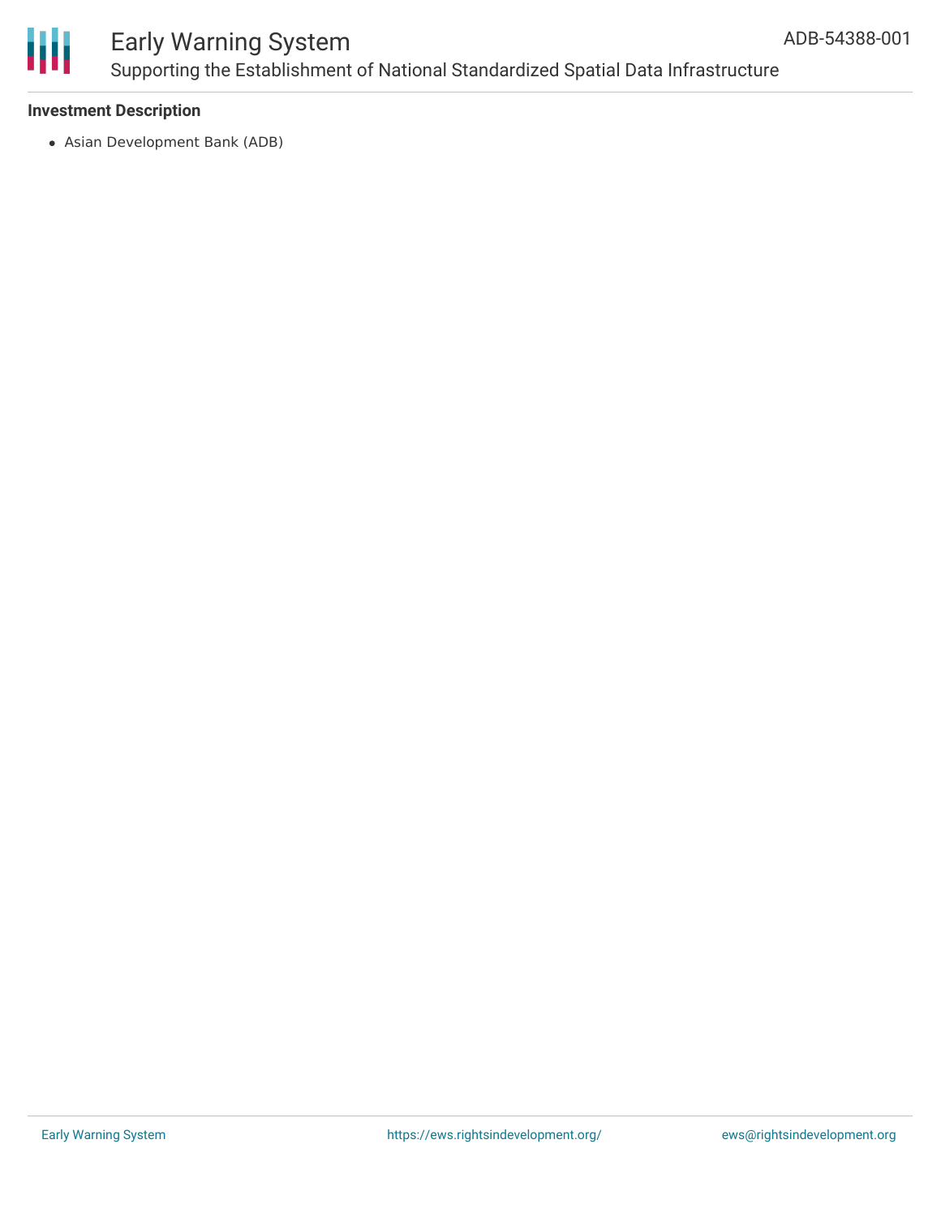### Investment Description

- Asian Development Bank (ADB)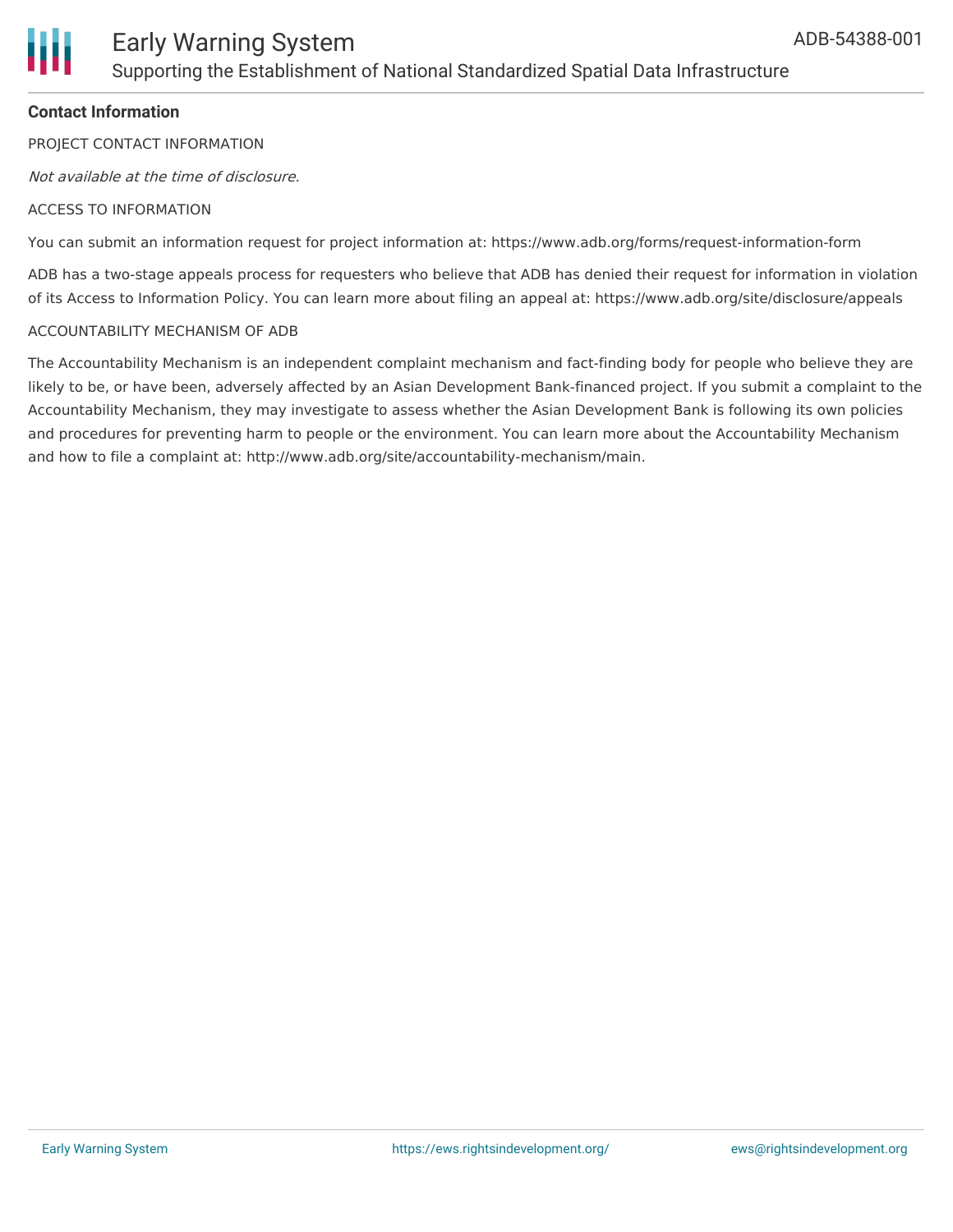**Contact Information**

PROJECT CONTACT INFORMATION

*Not available at the time of disclosure.*

ACCESS TO INFORMATION

You can submit an information request for project information at: https://www.adb.org/forms/request-information-form

ADB has a two-stage appeals process for requesters who believe that ADB has denied their request for information in violation of its Access to Information Policy. You can learn more about filing an appeal at: https://www.adb.org/site/disclosure/appeals

ACCOUNTABILITY MECHANISM OF ADB

The Accountability Mechanism is an independent complaint mechanism and fact-finding body for people who believe they are likely to be, or have been, adversely affected by an Asian Development Bank-financed project. If you submit a complaint to the Accountability Mechanism, they may investigate to assess whether the Asian Development Bank is following its own policies and procedures for preventing harm to people or the environment. You can learn more about the Accountability Mechanism and how to file a complaint at: http://www.adb.org/site/accountability-mechanism/main.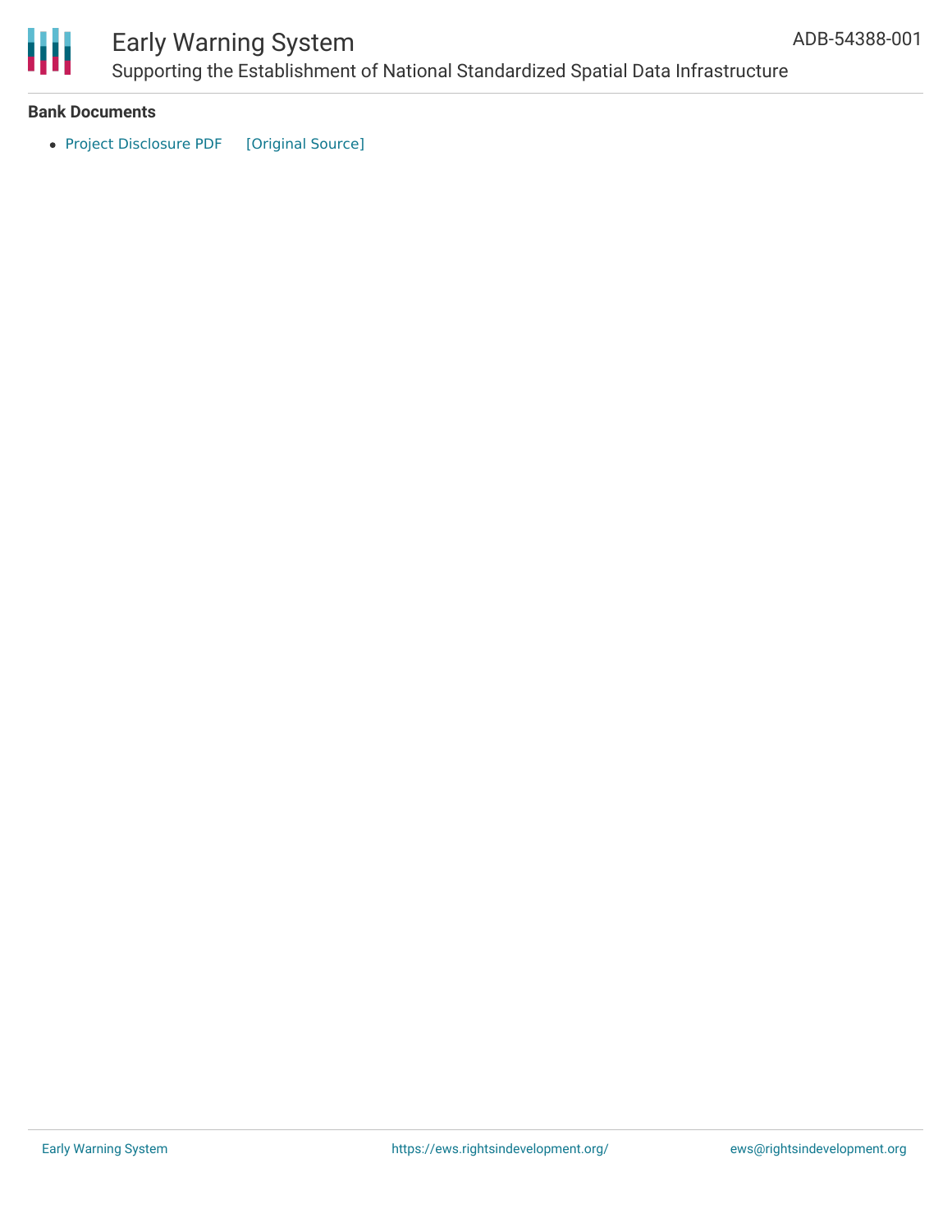**Bank Documents**

- Project Disclosure PDF [Original Source]